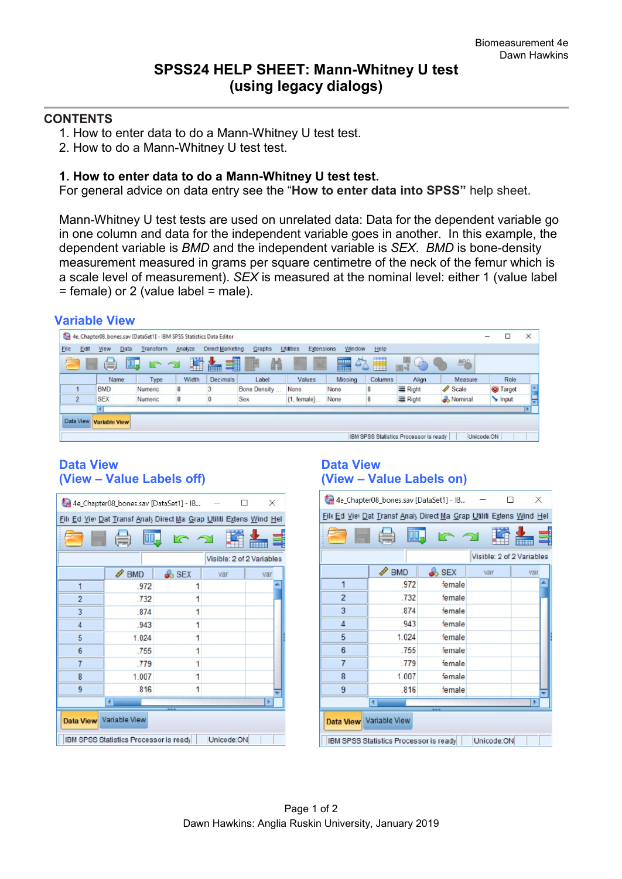Biomeasurement 4e
Dawn Hawkins

# SPSS24 HELP SHEET: Mann-Whitney U test (using legacy dialogs)

## CONTENTS

1. How to enter data to do a Mann-Whitney U test test.
2. How to do a Mann-Whitney U test test.

### 1. How to enter data to do a Mann-Whitney U test test.

For general advice on data entry see the "**How to enter data into SPSS"** help sheet.

Mann-Whitney U test tests are used on unrelated data: Data for the dependent variable go in one column and data for the independent variable goes in another. In this example, the dependent variable is *BMD* and the independent variable is *SEX*. *BMD* is bone-density measurement measured in grams per square centimetre of the neck of the femur which is a scale level of measurement). *SEX* is measured at the nominal level: either 1 (value label = female) or 2 (value label = male).

#### Variable View

| | Name | Type | Width | Decimals | Label | Values | Missing | Columns | Align | Measure | Role |
|---|---|---|---|---|---|---|---|---|---|---|---|
| 1 | BMD | Numeric | 8 | 3 | Bone Density ... | None | None | 8 | Right | Scale | Target |
| 2 | SEX | Numeric | 8 | 0 | Sex | {1, female}... | None | 8 | Right | Nominal | Input |

#### Data View (View – Value Labels off)

| | BMD | SEX |
|---|---|---|
| 1 | .972 | 1 |
| 2 | .732 | 1 |
| 3 | .874 | 1 |
| 4 | .943 | 1 |
| 5 | 1.024 | 1 |
| 6 | .755 | 1 |
| 7 | .779 | 1 |
| 8 | 1.007 | 1 |
| 9 | .816 | 1 |

#### Data View (View – Value Labels on)

| | BMD | SEX |
|---|---|---|
| 1 | .972 | female |
| 2 | .732 | female |
| 3 | .874 | female |
| 4 | .943 | female |
| 5 | 1.024 | female |
| 6 | .755 | female |
| 7 | .779 | female |
| 8 | 1.007 | female |
| 9 | .816 | female |

Dawn Hawkins: Anglia Ruskin University, January 2019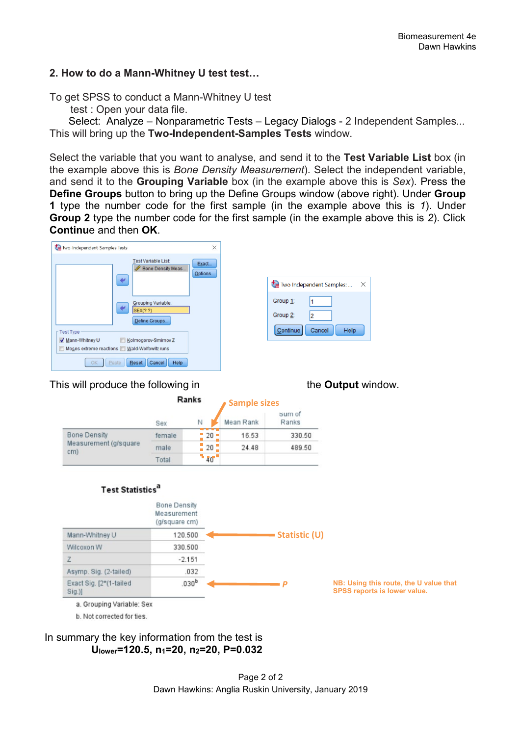## 2. How to do a Mann-Whitney U test test…

To get SPSS to conduct a Mann-Whitney U test
test : Open your data file.
Select: Analyze – Nonparametric Tests – Legacy Dialogs - 2 Independent Samples...
This will bring up the **Two-Independent-Samples Tests** window.

Select the variable that you want to analyse, and send it to the **Test Variable List** box (in the example above this is *Bone Density Measurement*). Select the independent variable, and send it to the **Grouping Variable** box (in the example above this is *Sex*). Press the **Define Groups** button to bring up the Define Groups window (above right). Under **Group 1** type the number code for the first sample (in the example above this is *1*). Under **Group 2** type the number code for the first sample (in the example above this is *2*). Click **Continue** and then **OK**.

This will produce the following in the **Output** window.

**Ranks**

Sample sizes

| | Sex | N | Mean Rank | Sum of Ranks |
|---|---|---|---|---|
| Bone Density Measurement (g/square cm) | female | 20 | 16.53 | 330.50 |
| | male | 20 | 24.48 | 489.50 |
| | Total | 40 | | |

**Test Statistics**[a]

| | Bone Density Measurement (g/square cm) |
|---|---|
| Mann-Whitney U | 120.500 |
| Wilcoxon W | 330.500 |
| Z | -2.151 |
| Asymp. Sig. (2-tailed) | .032 |
| Exact Sig. [2*(1-tailed Sig.)] | .030[b] |

a. Grouping Variable: Sex

b. Not corrected for ties.

Statistic (U)

*P*

NB: Using this route, the U value that SPSS reports is lower value.

In summary the key information from the test is
**$U_{lower}$=120.5, $n_1$=20, $n_2$=20, P=0.032**